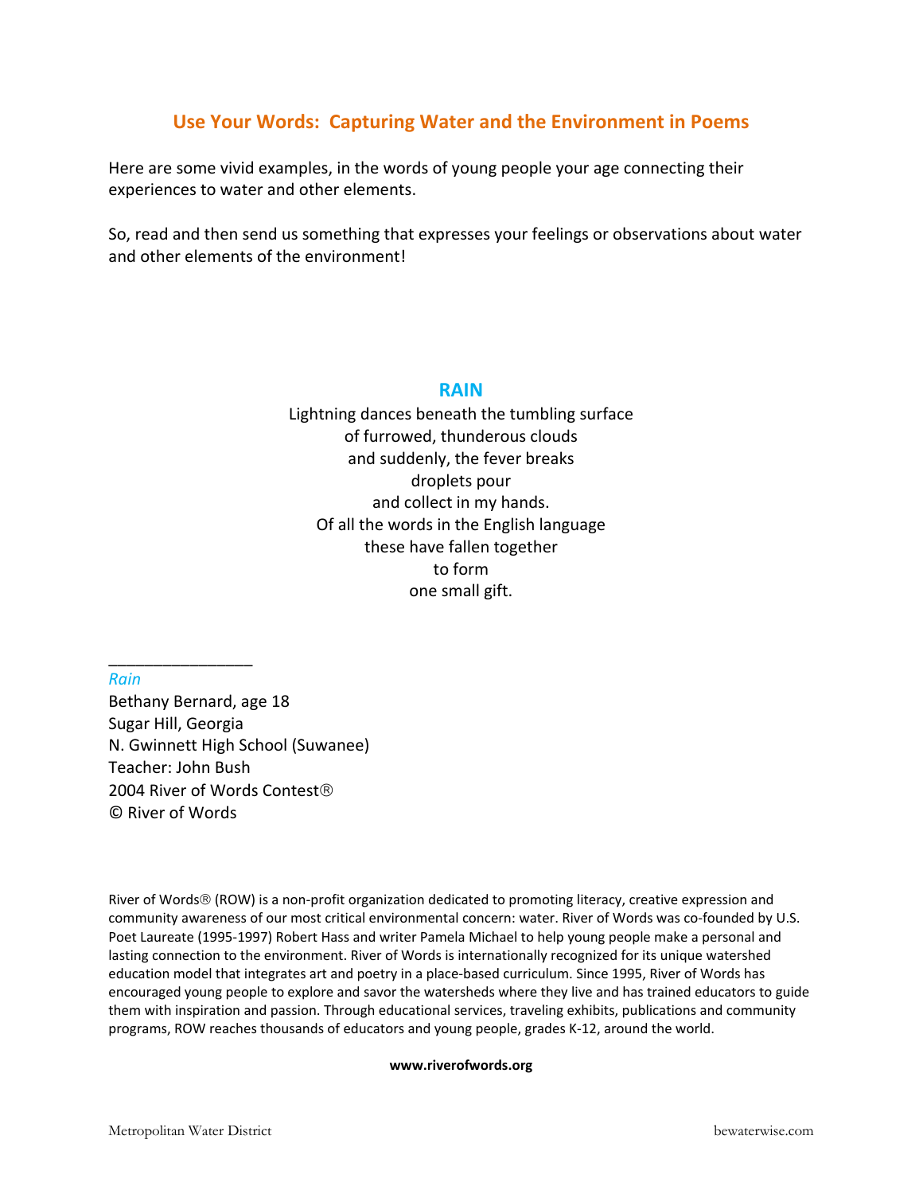# Use Your Words: Capturing Water and the Environment in Poems

Here are some vivid examples, in the words of young people your age connecting their experiences to water and other elements.

So, read and then send us something that expresses your feelings or observations about water and other elements of the environment!

## RAIN

Lightning dances beneath the tumbling surface
of furrowed, thunderous clouds
and suddenly, the fever breaks
droplets pour
and collect in my hands.
Of all the words in the English language
these have fallen together
to form
one small gift.

________________

*Rain*
Bethany Bernard, age 18
Sugar Hill, Georgia
N. Gwinnett High School (Suwanee)
Teacher: John Bush
2004 River of Words Contest®
© River of Words

River of Words® (ROW) is a non-profit organization dedicated to promoting literacy, creative expression and community awareness of our most critical environmental concern: water. River of Words was co-founded by U.S. Poet Laureate (1995-1997) Robert Hass and writer Pamela Michael to help young people make a personal and lasting connection to the environment. River of Words is internationally recognized for its unique watershed education model that integrates art and poetry in a place-based curriculum. Since 1995, River of Words has encouraged young people to explore and savor the watersheds where they live and has trained educators to guide them with inspiration and passion. Through educational services, traveling exhibits, publications and community programs, ROW reaches thousands of educators and young people, grades K-12, around the world.

**www.riverofwords.org**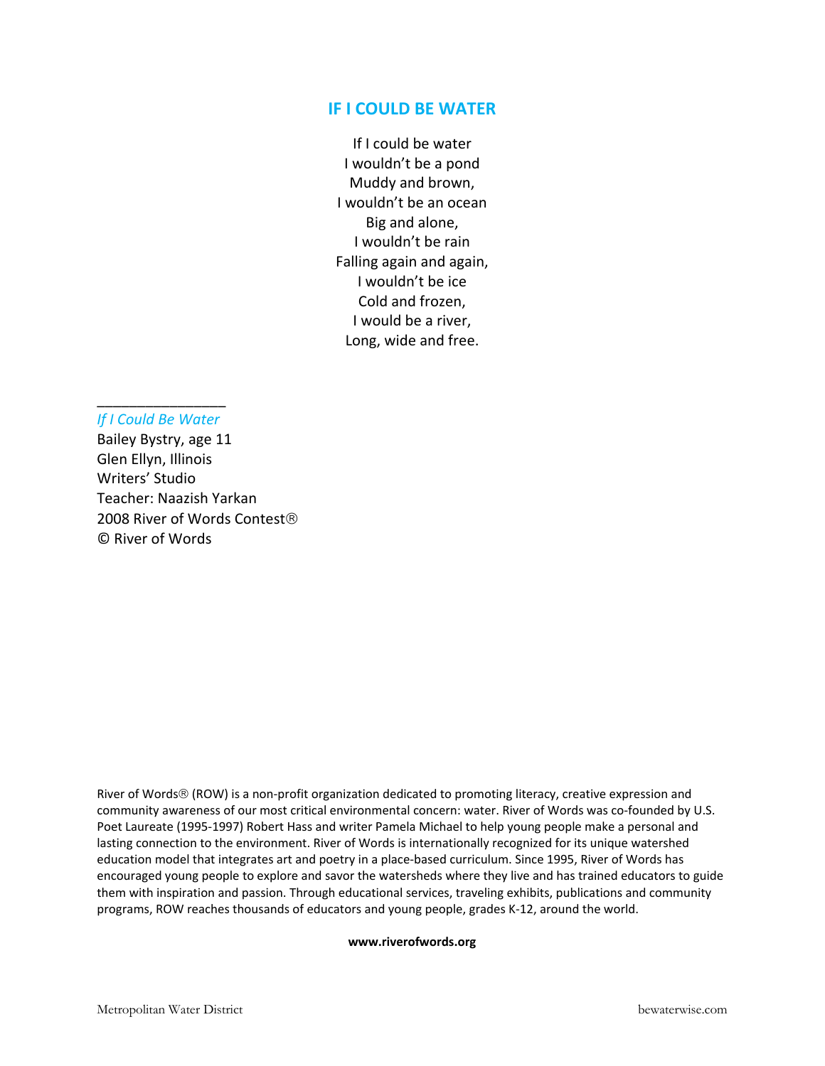## IF I COULD BE WATER

If I could be water  
I wouldn't be a pond  
Muddy and brown,  
I wouldn't be an ocean  
Big and alone,  
I wouldn't be rain  
Falling again and again,  
I wouldn't be ice  
Cold and frozen,  
I would be a river,  
Long, wide and free.

_______________

*If I Could Be Water*  
Bailey Bystry, age 11  
Glen Ellyn, Illinois  
Writers' Studio  
Teacher: Naazish Yarkan  
2008 River of Words Contest®  
© River of Words

River of Words® (ROW) is a non-profit organization dedicated to promoting literacy, creative expression and community awareness of our most critical environmental concern: water. River of Words was co-founded by U.S. Poet Laureate (1995-1997) Robert Hass and writer Pamela Michael to help young people make a personal and lasting connection to the environment. River of Words is internationally recognized for its unique watershed education model that integrates art and poetry in a place-based curriculum. Since 1995, River of Words has encouraged young people to explore and savor the watersheds where they live and has trained educators to guide them with inspiration and passion. Through educational services, traveling exhibits, publications and community programs, ROW reaches thousands of educators and young people, grades K-12, around the world.

**www.riverofwords.org**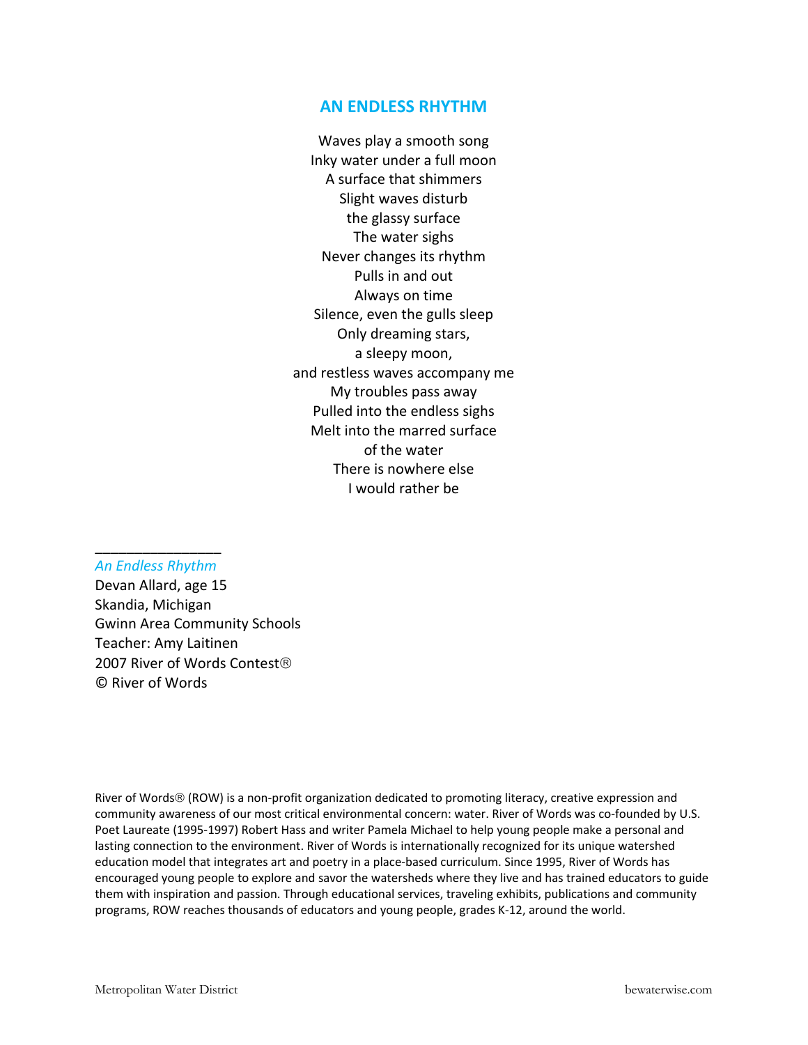## AN ENDLESS RHYTHM

Waves play a smooth song  
Inky water under a full moon  
A surface that shimmers  
Slight waves disturb  
the glassy surface  
The water sighs  
Never changes its rhythm  
Pulls in and out  
Always on time  
Silence, even the gulls sleep  
Only dreaming stars,  
a sleepy moon,  
and restless waves accompany me  
My troubles pass away  
Pulled into the endless sighs  
Melt into the marred surface  
of the water  
There is nowhere else  
I would rather be

________________

*An Endless Rhythm*  
Devan Allard, age 15  
Skandia, Michigan  
Gwinn Area Community Schools  
Teacher: Amy Laitinen  
2007 River of Words Contest®  
© River of Words

River of Words® (ROW) is a non-profit organization dedicated to promoting literacy, creative expression and community awareness of our most critical environmental concern: water. River of Words was co-founded by U.S. Poet Laureate (1995-1997) Robert Hass and writer Pamela Michael to help young people make a personal and lasting connection to the environment. River of Words is internationally recognized for its unique watershed education model that integrates art and poetry in a place-based curriculum. Since 1995, River of Words has encouraged young people to explore and savor the watersheds where they live and has trained educators to guide them with inspiration and passion. Through educational services, traveling exhibits, publications and community programs, ROW reaches thousands of educators and young people, grades K-12, around the world.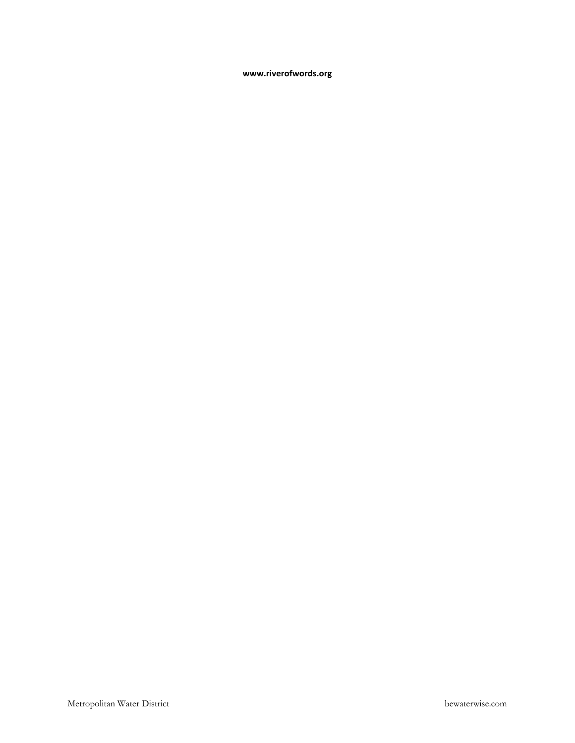**www.riverofwords.org**